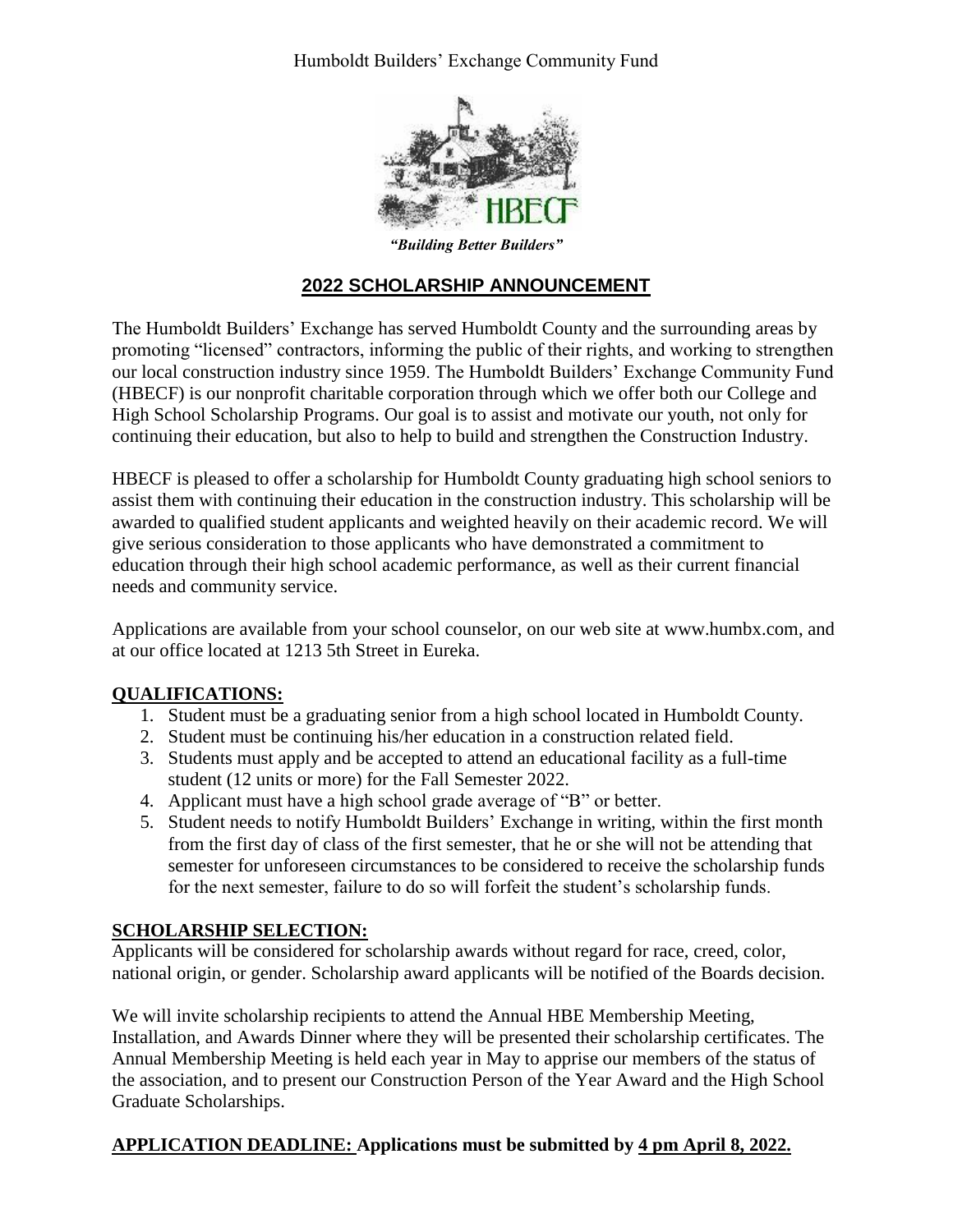Humboldt Builders' Exchange Community Fund

HBECF

*"Building Better Builders"*

## 2022 SCHOLARSHIP ANNOUNCEMENT

The Humboldt Builders' Exchange has served Humboldt County and the surrounding areas by promoting "licensed" contractors, informing the public of their rights, and working to strengthen our local construction industry since 1959. The Humboldt Builders' Exchange Community Fund (HBECF) is our nonprofit charitable corporation through which we offer both our College and High School Scholarship Programs. Our goal is to assist and motivate our youth, not only for continuing their education, but also to help to build and strengthen the Construction Industry.

HBECF is pleased to offer a scholarship for Humboldt County graduating high school seniors to assist them with continuing their education in the construction industry. This scholarship will be awarded to qualified student applicants and weighted heavily on their academic record. We will give serious consideration to those applicants who have demonstrated a commitment to education through their high school academic performance, as well as their current financial needs and community service.

Applications are available from your school counselor, on our web site at www.humbx.com, and at our office located at 1213 5th Street in Eureka.

### QUALIFICATIONS:

1. Student must be a graduating senior from a high school located in Humboldt County.
2. Student must be continuing his/her education in a construction related field.
3. Students must apply and be accepted to attend an educational facility as a full-time student (12 units or more) for the Fall Semester 2022.
4. Applicant must have a high school grade average of "B" or better.
5. Student needs to notify Humboldt Builders' Exchange in writing, within the first month from the first day of class of the first semester, that he or she will not be attending that semester for unforeseen circumstances to be considered to receive the scholarship funds for the next semester, failure to do so will forfeit the student's scholarship funds.

### SCHOLARSHIP SELECTION:

Applicants will be considered for scholarship awards without regard for race, creed, color, national origin, or gender. Scholarship award applicants will be notified of the Boards decision.

We will invite scholarship recipients to attend the Annual HBE Membership Meeting, Installation, and Awards Dinner where they will be presented their scholarship certificates. The Annual Membership Meeting is held each year in May to apprise our members of the status of the association, and to present our Construction Person of the Year Award and the High School Graduate Scholarships.

**APPLICATION DEADLINE: Applications must be submitted by 4 pm April 8, 2022.**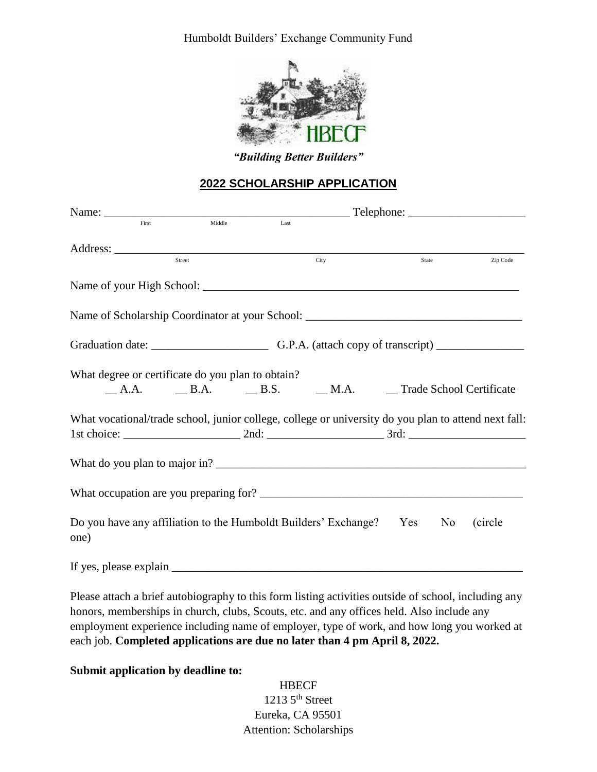Humboldt Builders' Exchange Community Fund

HBECF

***"Building Better Builders"***

## 2022 SCHOLARSHIP APPLICATION

Name: ___________________________________________ Telephone: ____________________
First Middle Last

Address: ________________________________________________________________________
Street City State Zip Code

Name of your High School: _________________________________________________________

Name of Scholarship Coordinator at your School: ______________________________________

Graduation date: ____________________ G.P.A. (attach copy of transcript) _______________

What degree or certificate do you plan to obtain?
__ A.A. __ B.A. __ B.S. __ M.A. __ Trade School Certificate

What vocational/trade school, junior college, college or university do you plan to attend next fall:
1st choice: ____________________ 2nd: ____________________ 3rd: ____________________

What do you plan to major in? ______________________________________________________

What occupation are you preparing for? ______________________________________________

Do you have any affiliation to the Humboldt Builders' Exchange? Yes No (circle one)

If yes, please explain ______________________________________________________________

Please attach a brief autobiography to this form listing activities outside of school, including any honors, memberships in church, clubs, Scouts, etc. and any offices held. Also include any employment experience including name of employer, type of work, and how long you worked at each job. **Completed applications are due no later than 4 pm April 8, 2022.**

**Submit application by deadline to:**

HBECF
1213 5th Street
Eureka, CA 95501
Attention: Scholarships